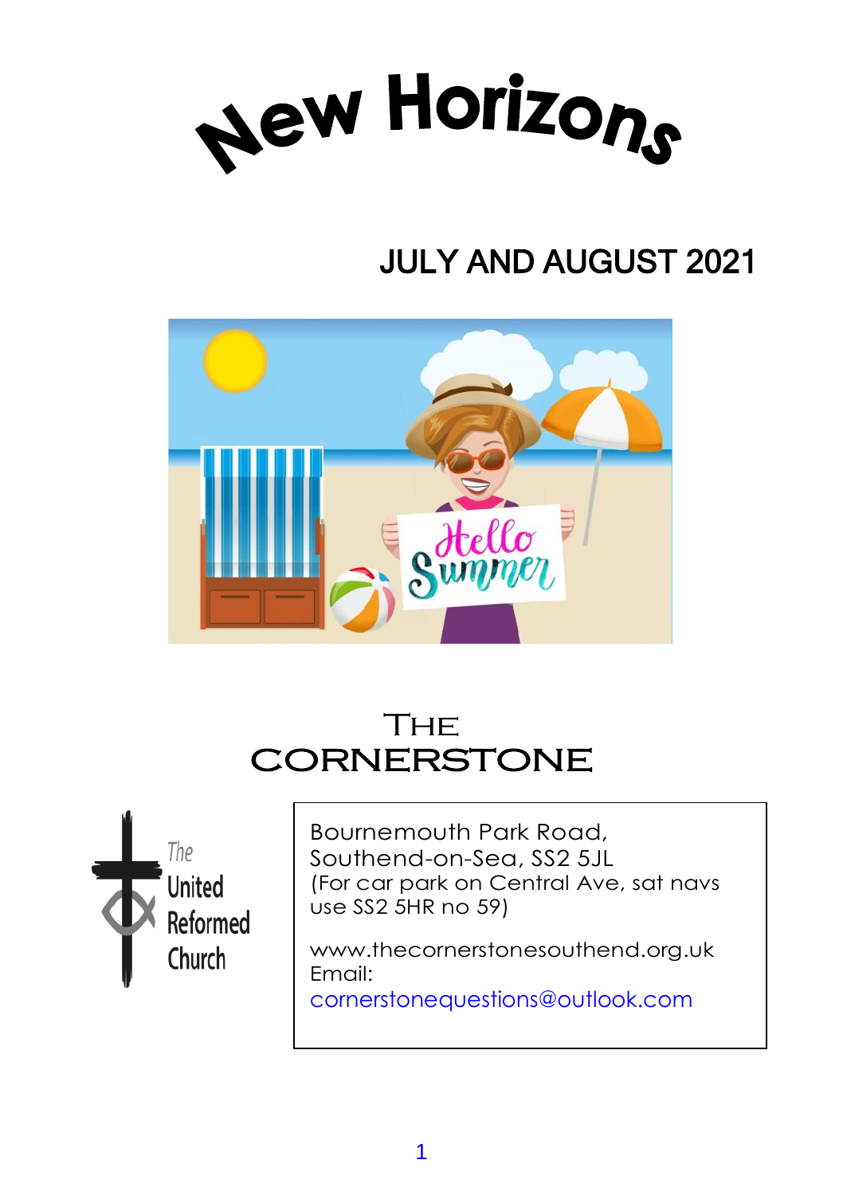# New Horizons

## JULY AND AUGUST 2021

## The CORNERSTONE

The United Reformed Church

Bournemouth Park Road,
Southend-on-Sea, SS2 5JL
(For car park on Central Ave, sat navs use SS2 5HR no 59)

www.thecornerstonesouthend.org.uk
Email:
cornerstonequestions@outlook.com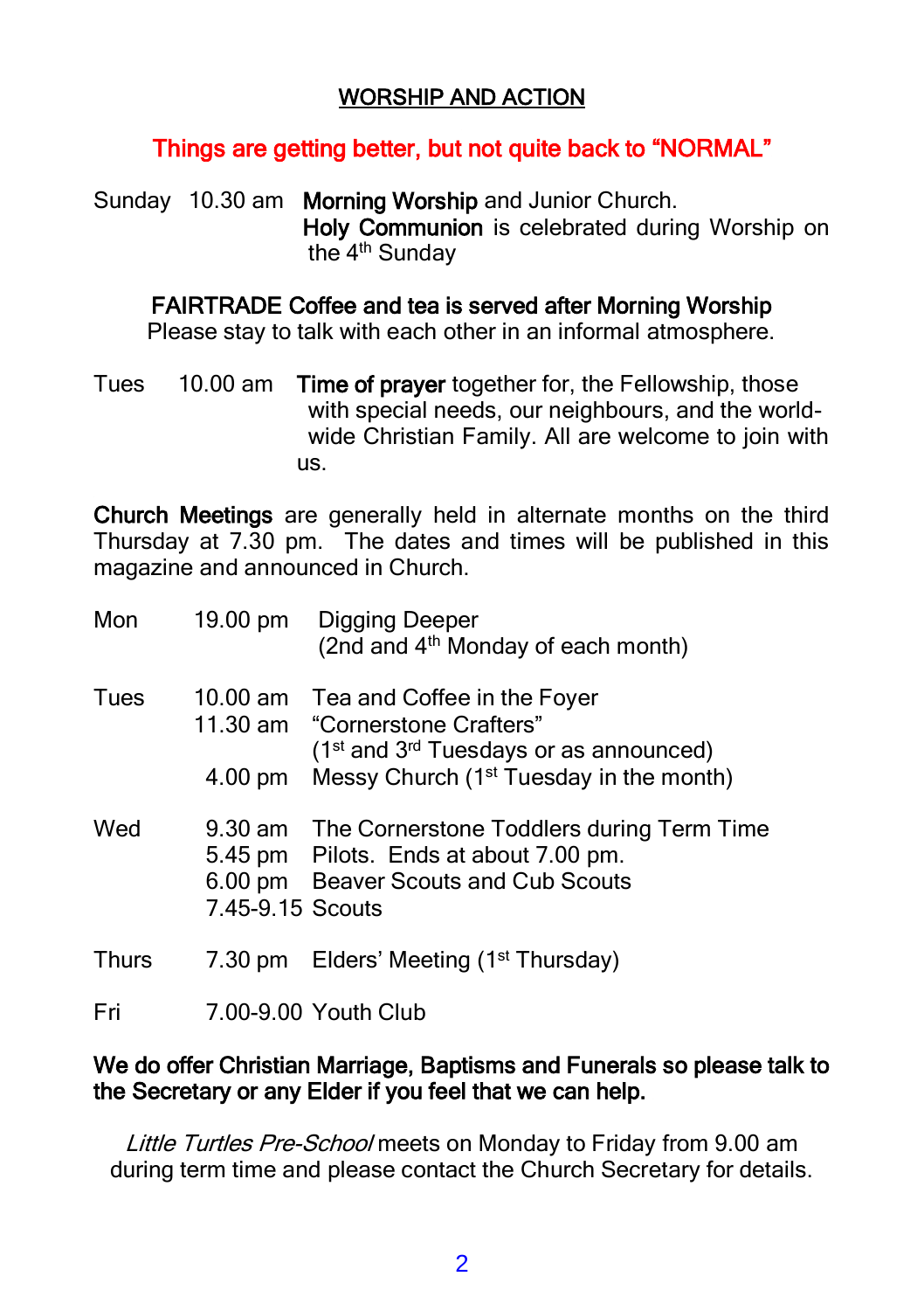## WORSHIP AND ACTION

**Things are getting better, but not quite back to "NORMAL"**

Sunday 10.30 am **Morning Worship** and Junior Church.
**Holy Communion** is celebrated during Worship on the 4th Sunday

**FAIRTRADE Coffee and tea is served after Morning Worship**
Please stay to talk with each other in an informal atmosphere.

Tues 10.00 am **Time of prayer** together for, the Fellowship, those with special needs, our neighbours, and the world-wide Christian Family. All are welcome to join with us.

**Church Meetings** are generally held in alternate months on the third Thursday at 7.30 pm. The dates and times will be published in this magazine and announced in Church.

| Day | Time | Activity |
|---|---|---|
| Mon | 19.00 pm | Digging Deeper (2nd and 4th Monday of each month) |
| Tues | 10.00 am | Tea and Coffee in the Foyer |
| | 11.30 am | "Cornerstone Crafters" (1st and 3rd Tuesdays or as announced) |
| | 4.00 pm | Messy Church (1st Tuesday in the month) |
| Wed | 9.30 am | The Cornerstone Toddlers during Term Time |
| | 5.45 pm | Pilots. Ends at about 7.00 pm. |
| | 6.00 pm | Beaver Scouts and Cub Scouts |
| | 7.45-9.15 | Scouts |
| Thurs | 7.30 pm | Elders' Meeting (1st Thursday) |
| Fri | 7.00-9.00 | Youth Club |

**We do offer Christian Marriage, Baptisms and Funerals so please talk to the Secretary or any Elder if you feel that we can help.**

*Little Turtles Pre-School* meets on Monday to Friday from 9.00 am during term time and please contact the Church Secretary for details.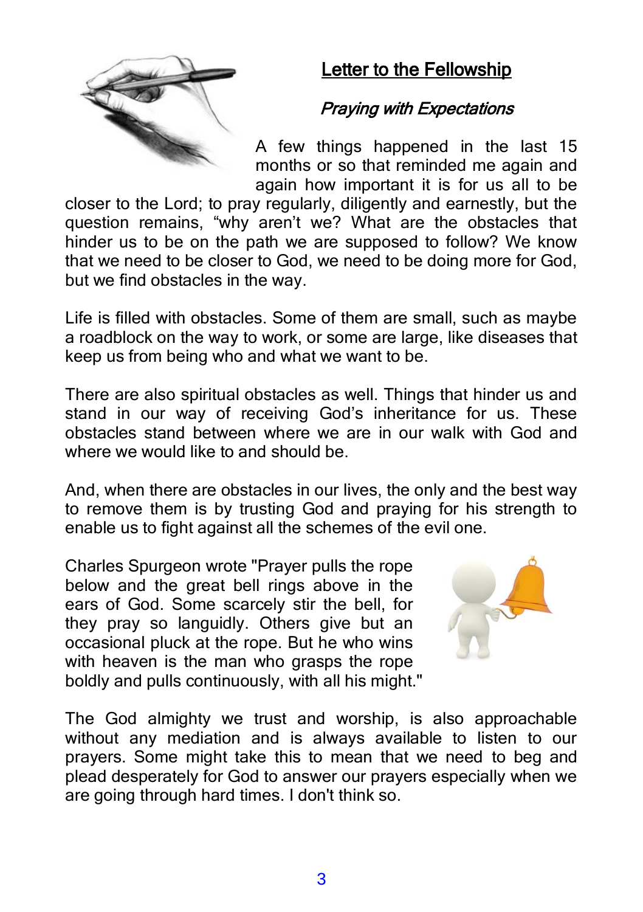## Letter to the Fellowship

### *Praying with Expectations*

A few things happened in the last 15 months or so that reminded me again and again how important it is for us all to be closer to the Lord; to pray regularly, diligently and earnestly, but the question remains, "why aren't we? What are the obstacles that hinder us to be on the path we are supposed to follow? We know that we need to be closer to God, we need to be doing more for God, but we find obstacles in the way.

Life is filled with obstacles. Some of them are small, such as maybe a roadblock on the way to work, or some are large, like diseases that keep us from being who and what we want to be.

There are also spiritual obstacles as well. Things that hinder us and stand in our way of receiving God's inheritance for us. These obstacles stand between where we are in our walk with God and where we would like to and should be.

And, when there are obstacles in our lives, the only and the best way to remove them is by trusting God and praying for his strength to enable us to fight against all the schemes of the evil one.

Charles Spurgeon wrote "Prayer pulls the rope below and the great bell rings above in the ears of God. Some scarcely stir the bell, for they pray so languidly. Others give but an occasional pluck at the rope. But he who wins with heaven is the man who grasps the rope boldly and pulls continuously, with all his might."

The God almighty we trust and worship, is also approachable without any mediation and is always available to listen to our prayers. Some might take this to mean that we need to beg and plead desperately for God to answer our prayers especially when we are going through hard times. I don't think so.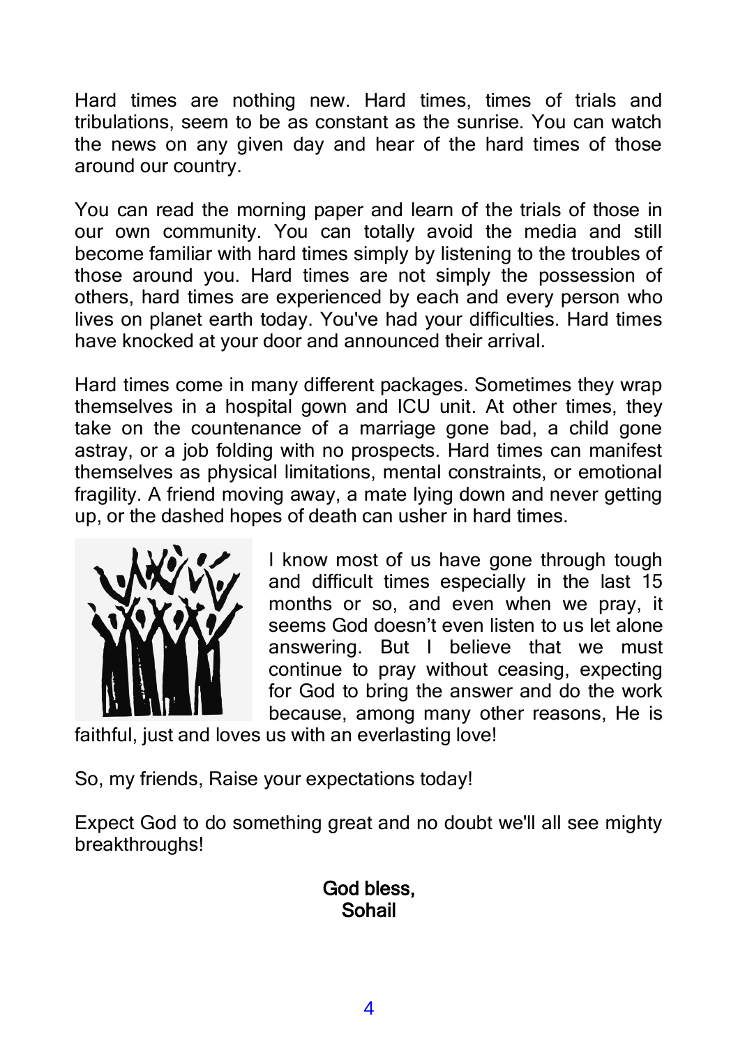Hard times are nothing new. Hard times, times of trials and tribulations, seem to be as constant as the sunrise. You can watch the news on any given day and hear of the hard times of those around our country.

You can read the morning paper and learn of the trials of those in our own community. You can totally avoid the media and still become familiar with hard times simply by listening to the troubles of those around you. Hard times are not simply the possession of others, hard times are experienced by each and every person who lives on planet earth today. You've had your difficulties. Hard times have knocked at your door and announced their arrival.

Hard times come in many different packages. Sometimes they wrap themselves in a hospital gown and ICU unit. At other times, they take on the countenance of a marriage gone bad, a child gone astray, or a job folding with no prospects. Hard times can manifest themselves as physical limitations, mental constraints, or emotional fragility. A friend moving away, a mate lying down and never getting up, or the dashed hopes of death can usher in hard times.

I know most of us have gone through tough and difficult times especially in the last 15 months or so, and even when we pray, it seems God doesn't even listen to us let alone answering. But I believe that we must continue to pray without ceasing, expecting for God to bring the answer and do the work because, among many other reasons, He is faithful, just and loves us with an everlasting love!

So, my friends, Raise your expectations today!

Expect God to do something great and no doubt we'll all see mighty breakthroughs!

**God bless,**
**Sohail**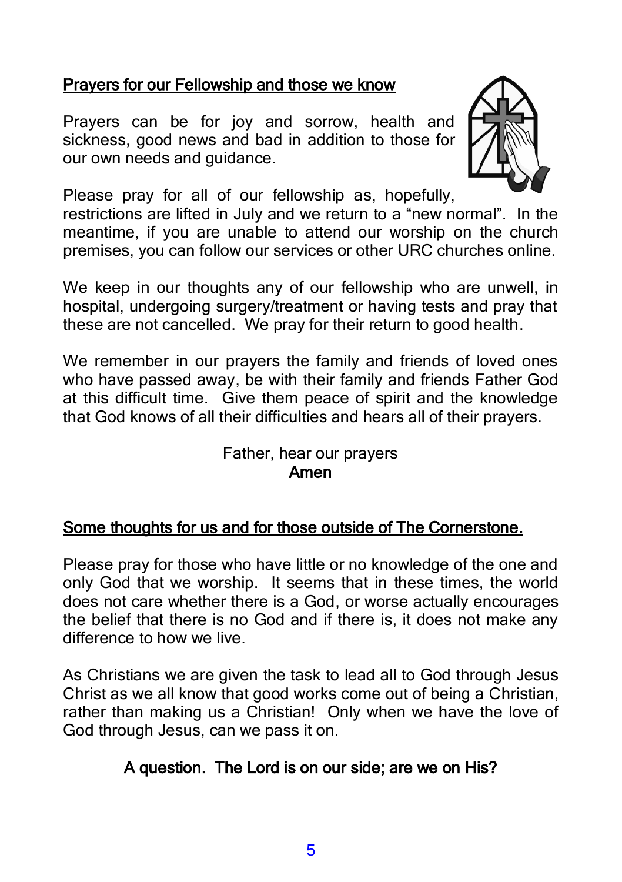## Prayers for our Fellowship and those we know

Prayers can be for joy and sorrow, health and sickness, good news and bad in addition to those for our own needs and guidance.

Please pray for all of our fellowship as, hopefully, restrictions are lifted in July and we return to a "new normal". In the meantime, if you are unable to attend our worship on the church premises, you can follow our services or other URC churches online.

We keep in our thoughts any of our fellowship who are unwell, in hospital, undergoing surgery/treatment or having tests and pray that these are not cancelled. We pray for their return to good health.

We remember in our prayers the family and friends of loved ones who have passed away, be with their family and friends Father God at this difficult time. Give them peace of spirit and the knowledge that God knows of all their difficulties and hears all of their prayers.

Father, hear our prayers
**Amen**

## Some thoughts for us and for those outside of The Cornerstone.

Please pray for those who have little or no knowledge of the one and only God that we worship. It seems that in these times, the world does not care whether there is a God, or worse actually encourages the belief that there is no God and if there is, it does not make any difference to how we live.

As Christians we are given the task to lead all to God through Jesus Christ as we all know that good works come out of being a Christian, rather than making us a Christian! Only when we have the love of God through Jesus, can we pass it on.

**A question. The Lord is on our side; are we on His?**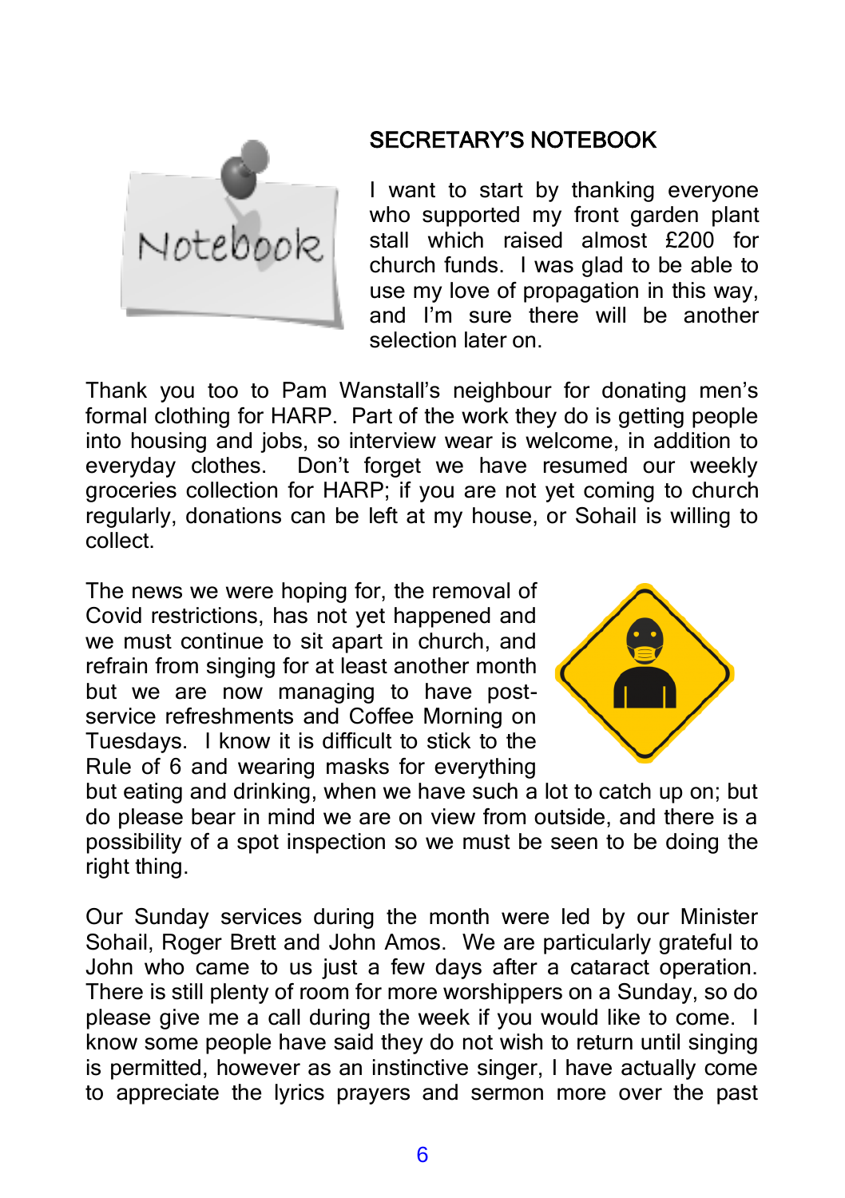## SECRETARY'S NOTEBOOK

I want to start by thanking everyone who supported my front garden plant stall which raised almost £200 for church funds. I was glad to be able to use my love of propagation in this way, and I'm sure there will be another selection later on.

Thank you too to Pam Wanstall's neighbour for donating men's formal clothing for HARP. Part of the work they do is getting people into housing and jobs, so interview wear is welcome, in addition to everyday clothes. Don't forget we have resumed our weekly groceries collection for HARP; if you are not yet coming to church regularly, donations can be left at my house, or Sohail is willing to collect.

The news we were hoping for, the removal of Covid restrictions, has not yet happened and we must continue to sit apart in church, and refrain from singing for at least another month but we are now managing to have post-service refreshments and Coffee Morning on Tuesdays. I know it is difficult to stick to the Rule of 6 and wearing masks for everything but eating and drinking, when we have such a lot to catch up on; but do please bear in mind we are on view from outside, and there is a possibility of a spot inspection so we must be seen to be doing the right thing.

Our Sunday services during the month were led by our Minister Sohail, Roger Brett and John Amos. We are particularly grateful to John who came to us just a few days after a cataract operation. There is still plenty of room for more worshippers on a Sunday, so do please give me a call during the week if you would like to come. I know some people have said they do not wish to return until singing is permitted, however as an instinctive singer, I have actually come to appreciate the lyrics prayers and sermon more over the past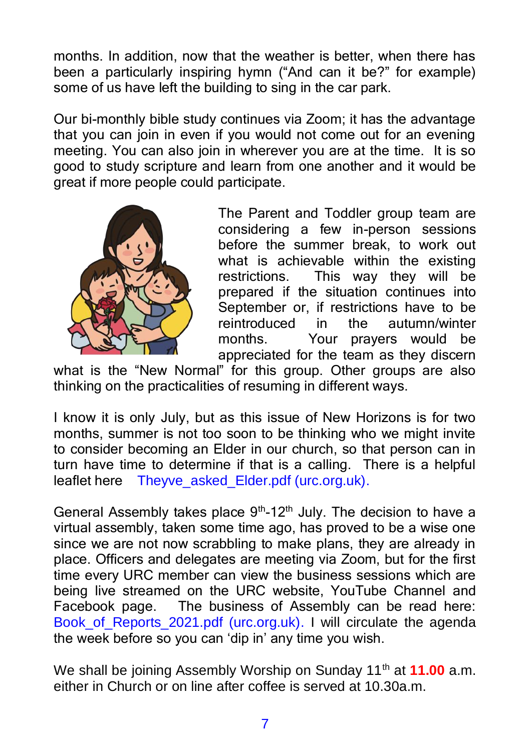months. In addition, now that the weather is better, when there has been a particularly inspiring hymn ("And can it be?" for example) some of us have left the building to sing in the car park.

Our bi-monthly bible study continues via Zoom; it has the advantage that you can join in even if you would not come out for an evening meeting. You can also join in wherever you are at the time. It is so good to study scripture and learn from one another and it would be great if more people could participate.

The Parent and Toddler group team are considering a few in-person sessions before the summer break, to work out what is achievable within the existing restrictions. This way they will be prepared if the situation continues into September or, if restrictions have to be reintroduced in the autumn/winter months. Your prayers would be appreciated for the team as they discern what is the "New Normal" for this group. Other groups are also thinking on the practicalities of resuming in different ways.

I know it is only July, but as this issue of New Horizons is for two months, summer is not too soon to be thinking who we might invite to consider becoming an Elder in our church, so that person can in turn have time to determine if that is a calling. There is a helpful leaflet here Theyve_asked_Elder.pdf (urc.org.uk).

General Assembly takes place 9th-12th July. The decision to have a virtual assembly, taken some time ago, has proved to be a wise one since we are not now scrabbling to make plans, they are already in place. Officers and delegates are meeting via Zoom, but for the first time every URC member can view the business sessions which are being live streamed on the URC website, YouTube Channel and Facebook page. The business of Assembly can be read here: Book_of_Reports_2021.pdf (urc.org.uk). I will circulate the agenda the week before so you can 'dip in' any time you wish.

We shall be joining Assembly Worship on Sunday 11th at **11.00** a.m. either in Church or on line after coffee is served at 10.30a.m.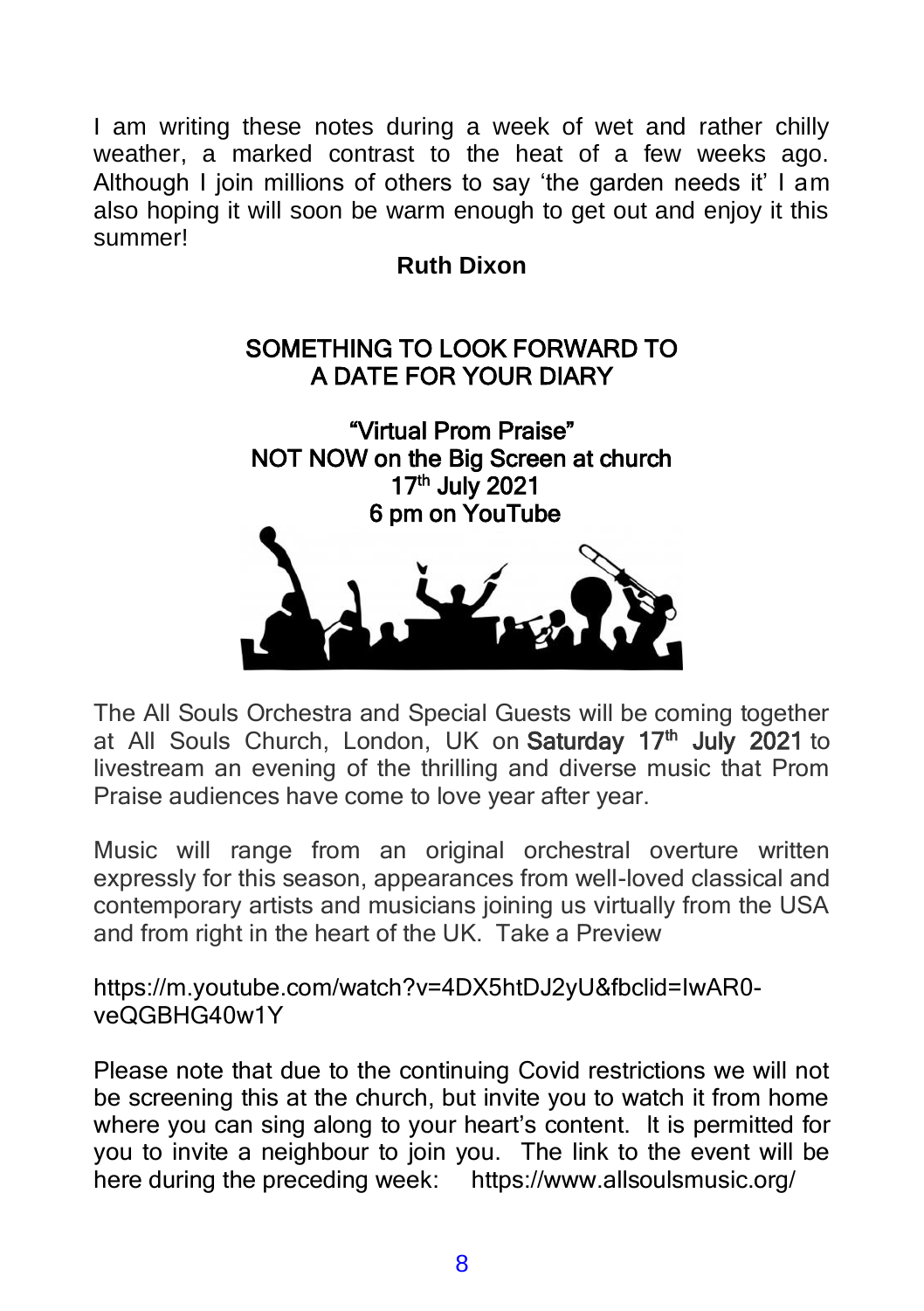I am writing these notes during a week of wet and rather chilly weather, a marked contrast to the heat of a few weeks ago. Although I join millions of others to say 'the garden needs it' I am also hoping it will soon be warm enough to get out and enjoy it this summer!

**Ruth Dixon**

## SOMETHING TO LOOK FORWARD TO
## A DATE FOR YOUR DIARY

**"Virtual Prom Praise"**
**NOT NOW on the Big Screen at church**
**17th July 2021**
**6 pm on YouTube**

The All Souls Orchestra and Special Guests will be coming together at All Souls Church, London, UK on **Saturday 17th July 2021** to livestream an evening of the thrilling and diverse music that Prom Praise audiences have come to love year after year.

Music will range from an original orchestral overture written expressly for this season, appearances from well-loved classical and contemporary artists and musicians joining us virtually from the USA and from right in the heart of the UK. Take a Preview

https://m.youtube.com/watch?v=4DX5htDJ2yU&fbclid=IwAR0-veQGBHG40w1Y

Please note that due to the continuing Covid restrictions we will not be screening this at the church, but invite you to watch it from home where you can sing along to your heart's content. It is permitted for you to invite a neighbour to join you. The link to the event will be here during the preceding week: https://www.allsoulsmusic.org/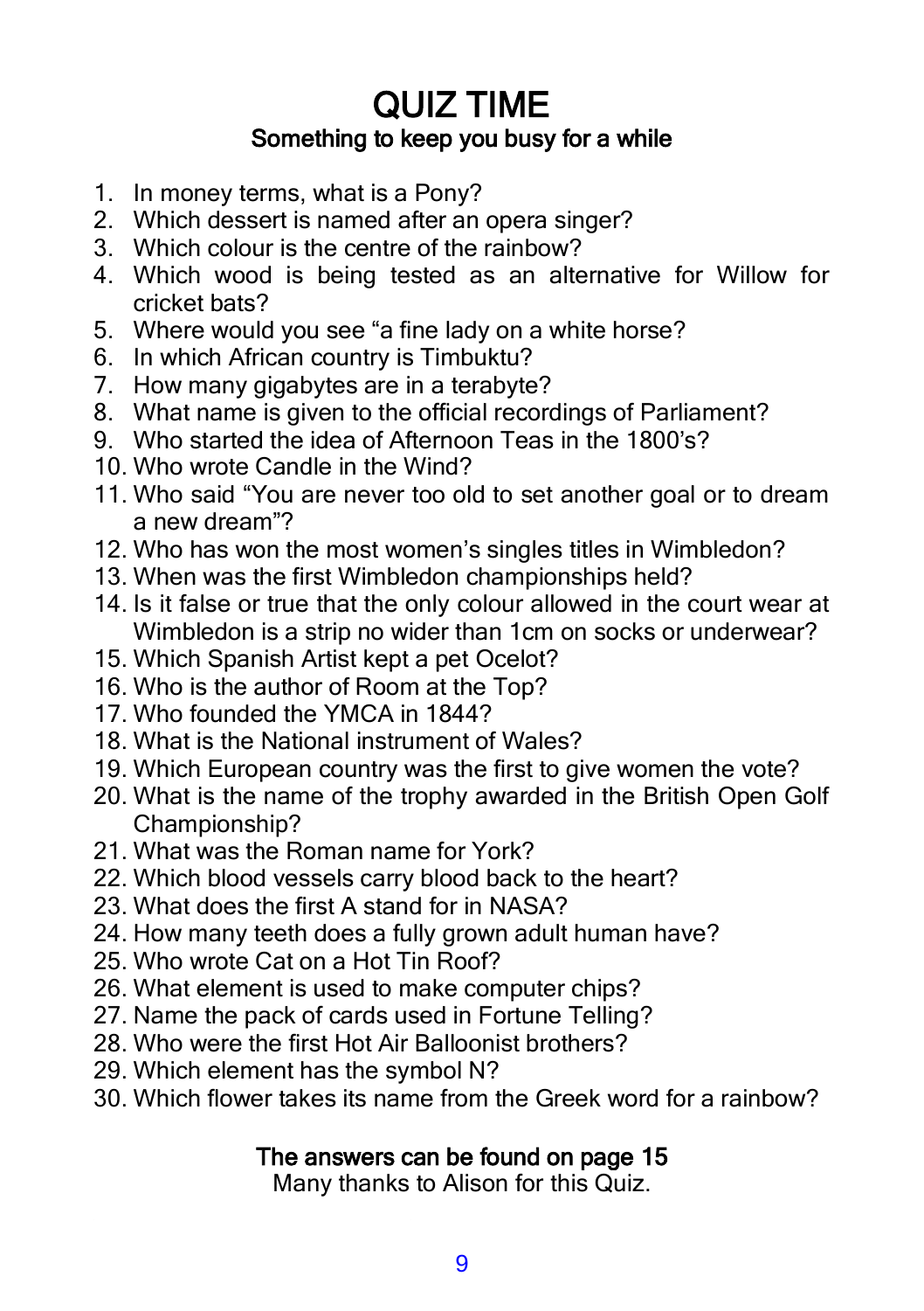# QUIZ TIME

## Something to keep you busy for a while

1. In money terms, what is a Pony?
2. Which dessert is named after an opera singer?
3. Which colour is the centre of the rainbow?
4. Which wood is being tested as an alternative for Willow for cricket bats?
5. Where would you see "a fine lady on a white horse?
6. In which African country is Timbuktu?
7. How many gigabytes are in a terabyte?
8. What name is given to the official recordings of Parliament?
9. Who started the idea of Afternoon Teas in the 1800's?
10. Who wrote Candle in the Wind?
11. Who said "You are never too old to set another goal or to dream a new dream"?
12. Who has won the most women's singles titles in Wimbledon?
13. When was the first Wimbledon championships held?
14. Is it false or true that the only colour allowed in the court wear at Wimbledon is a strip no wider than 1cm on socks or underwear?
15. Which Spanish Artist kept a pet Ocelot?
16. Who is the author of Room at the Top?
17. Who founded the YMCA in 1844?
18. What is the National instrument of Wales?
19. Which European country was the first to give women the vote?
20. What is the name of the trophy awarded in the British Open Golf Championship?
21. What was the Roman name for York?
22. Which blood vessels carry blood back to the heart?
23. What does the first A stand for in NASA?
24. How many teeth does a fully grown adult human have?
25. Who wrote Cat on a Hot Tin Roof?
26. What element is used to make computer chips?
27. Name the pack of cards used in Fortune Telling?
28. Who were the first Hot Air Balloonist brothers?
29. Which element has the symbol N?
30. Which flower takes its name from the Greek word for a rainbow?

**The answers can be found on page 15**

Many thanks to Alison for this Quiz.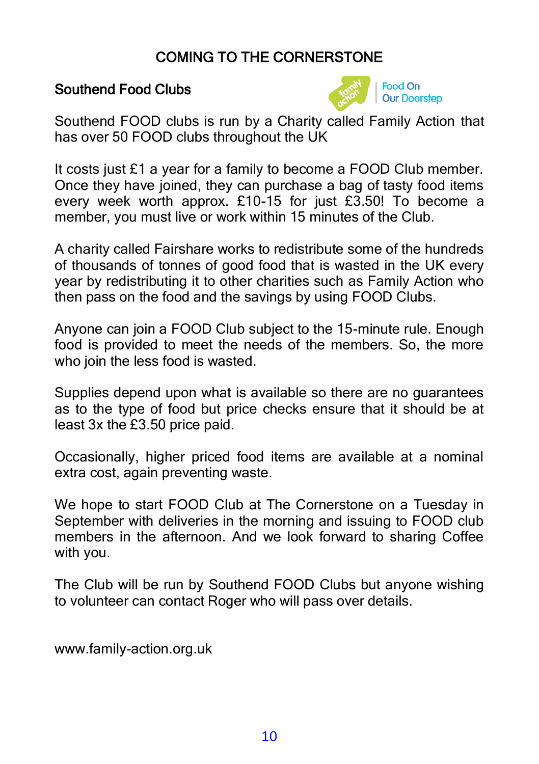# COMING TO THE CORNERSTONE

## Southend Food Clubs

Southend FOOD clubs is run by a Charity called Family Action that has over 50 FOOD clubs throughout the UK

It costs just £1 a year for a family to become a FOOD Club member. Once they have joined, they can purchase a bag of tasty food items every week worth approx. £10-15 for just £3.50! To become a member, you must live or work within 15 minutes of the Club.

A charity called Fairshare works to redistribute some of the hundreds of thousands of tonnes of good food that is wasted in the UK every year by redistributing it to other charities such as Family Action who then pass on the food and the savings by using FOOD Clubs.

Anyone can join a FOOD Club subject to the 15-minute rule. Enough food is provided to meet the needs of the members. So, the more who join the less food is wasted.

Supplies depend upon what is available so there are no guarantees as to the type of food but price checks ensure that it should be at least 3x the £3.50 price paid.

Occasionally, higher priced food items are available at a nominal extra cost, again preventing waste.

We hope to start FOOD Club at The Cornerstone on a Tuesday in September with deliveries in the morning and issuing to FOOD club members in the afternoon. And we look forward to sharing Coffee with you.

The Club will be run by Southend FOOD Clubs but anyone wishing to volunteer can contact Roger who will pass over details.

www.family-action.org.uk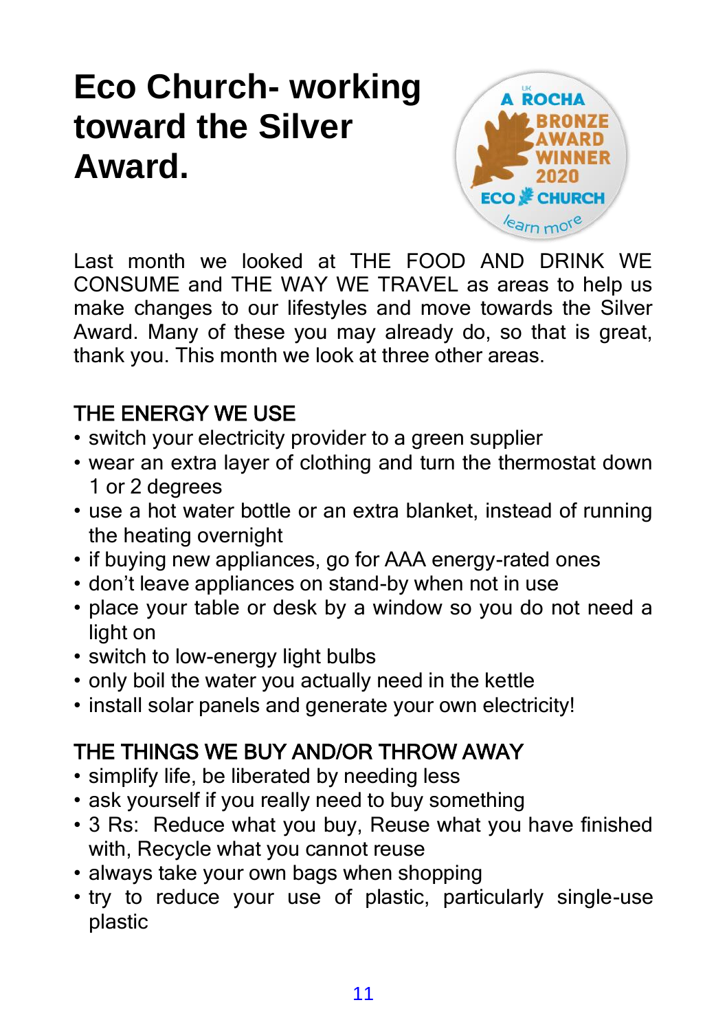# Eco Church- working toward the Silver Award.

Last month we looked at THE FOOD AND DRINK WE CONSUME and THE WAY WE TRAVEL as areas to help us make changes to our lifestyles and move towards the Silver Award. Many of these you may already do, so that is great, thank you. This month we look at three other areas.

## THE ENERGY WE USE

- switch your electricity provider to a green supplier
- wear an extra layer of clothing and turn the thermostat down 1 or 2 degrees
- use a hot water bottle or an extra blanket, instead of running the heating overnight
- if buying new appliances, go for AAA energy-rated ones
- don't leave appliances on stand-by when not in use
- place your table or desk by a window so you do not need a light on
- switch to low-energy light bulbs
- only boil the water you actually need in the kettle
- install solar panels and generate your own electricity!

## THE THINGS WE BUY AND/OR THROW AWAY

- simplify life, be liberated by needing less
- ask yourself if you really need to buy something
- 3 Rs: Reduce what you buy, Reuse what you have finished with, Recycle what you cannot reuse
- always take your own bags when shopping
- try to reduce your use of plastic, particularly single-use plastic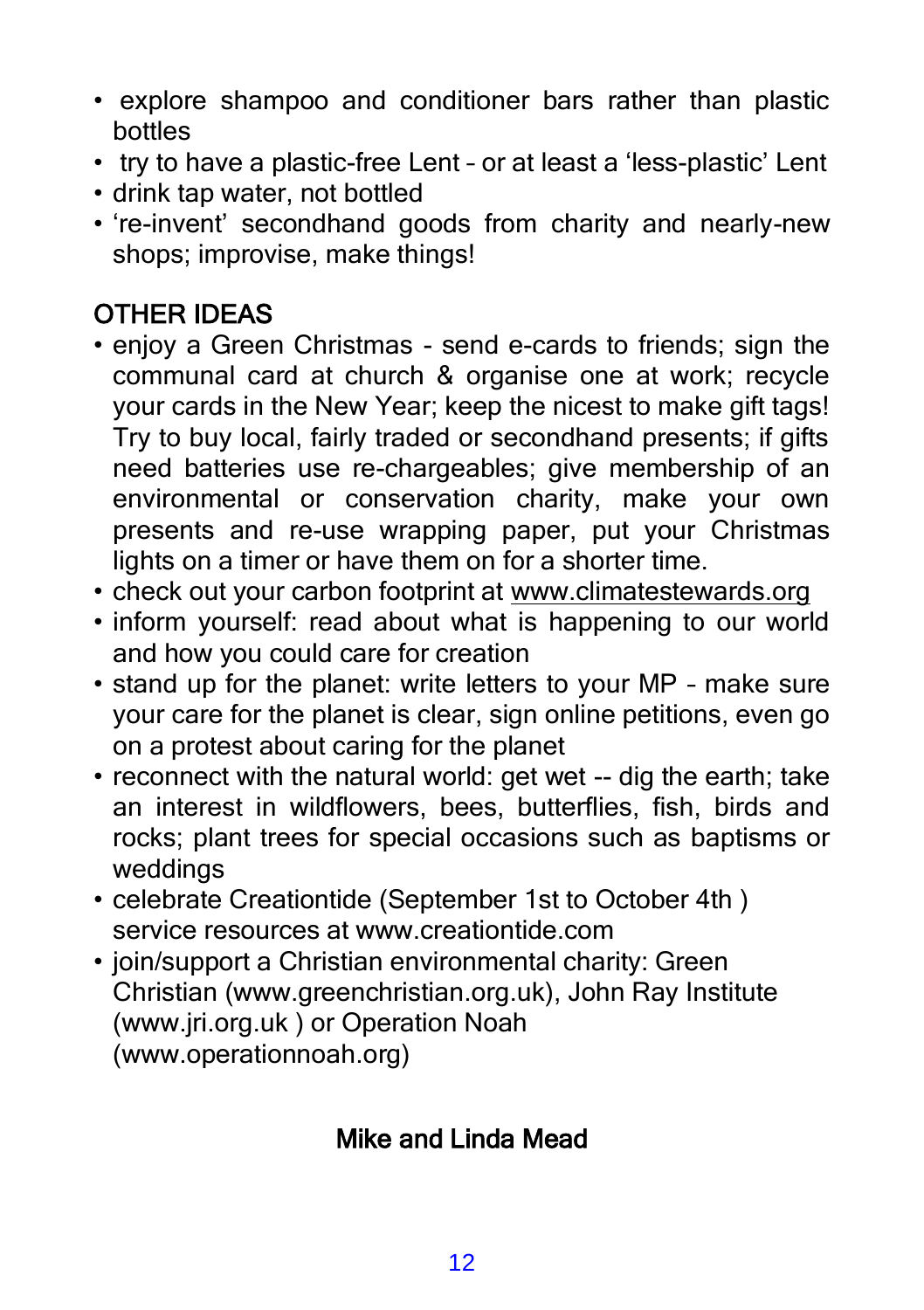- explore shampoo and conditioner bars rather than plastic bottles
- try to have a plastic-free Lent – or at least a 'less-plastic' Lent
- drink tap water, not bottled
- 're-invent' secondhand goods from charity and nearly-new shops; improvise, make things!

## OTHER IDEAS

- enjoy a Green Christmas - send e-cards to friends; sign the communal card at church & organise one at work; recycle your cards in the New Year; keep the nicest to make gift tags! Try to buy local, fairly traded or secondhand presents; if gifts need batteries use re-chargeables; give membership of an environmental or conservation charity, make your own presents and re-use wrapping paper, put your Christmas lights on a timer or have them on for a shorter time.
- check out your carbon footprint at www.climatestewards.org
- inform yourself: read about what is happening to our world and how you could care for creation
- stand up for the planet: write letters to your MP – make sure your care for the planet is clear, sign online petitions, even go on a protest about caring for the planet
- reconnect with the natural world: get wet -- dig the earth; take an interest in wildflowers, bees, butterflies, fish, birds and rocks; plant trees for special occasions such as baptisms or weddings
- celebrate Creationtide (September 1st to October 4th ) service resources at www.creationtide.com
- join/support a Christian environmental charity: Green Christian (www.greenchristian.org.uk), John Ray Institute (www.jri.org.uk ) or Operation Noah (www.operationnoah.org)

**Mike and Linda Mead**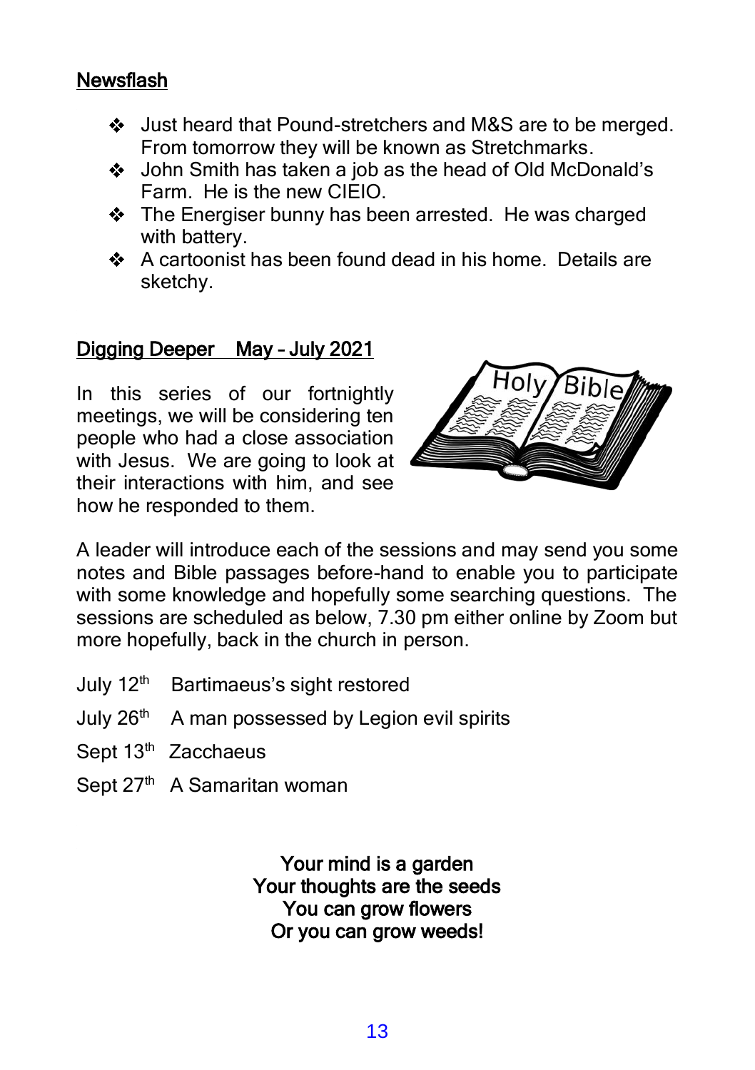## Newsflash

- Just heard that Pound-stretchers and M&S are to be merged. From tomorrow they will be known as Stretchmarks.
- John Smith has taken a job as the head of Old McDonald's Farm. He is the new CIEIO.
- The Energiser bunny has been arrested. He was charged with battery.
- A cartoonist has been found dead in his home. Details are sketchy.

## Digging Deeper  May – July 2021

In this series of our fortnightly meetings, we will be considering ten people who had a close association with Jesus. We are going to look at their interactions with him, and see how he responded to them.

A leader will introduce each of the sessions and may send you some notes and Bible passages before-hand to enable you to participate with some knowledge and hopefully some searching questions. The sessions are scheduled as below, 7.30 pm either online by Zoom but more hopefully, back in the church in person.

July 12th  Bartimaeus's sight restored

July 26th  A man possessed by Legion evil spirits

Sept 13th  Zacchaeus

Sept 27th  A Samaritan woman

**Your mind is a garden**
**Your thoughts are the seeds**
**You can grow flowers**
**Or you can grow weeds!**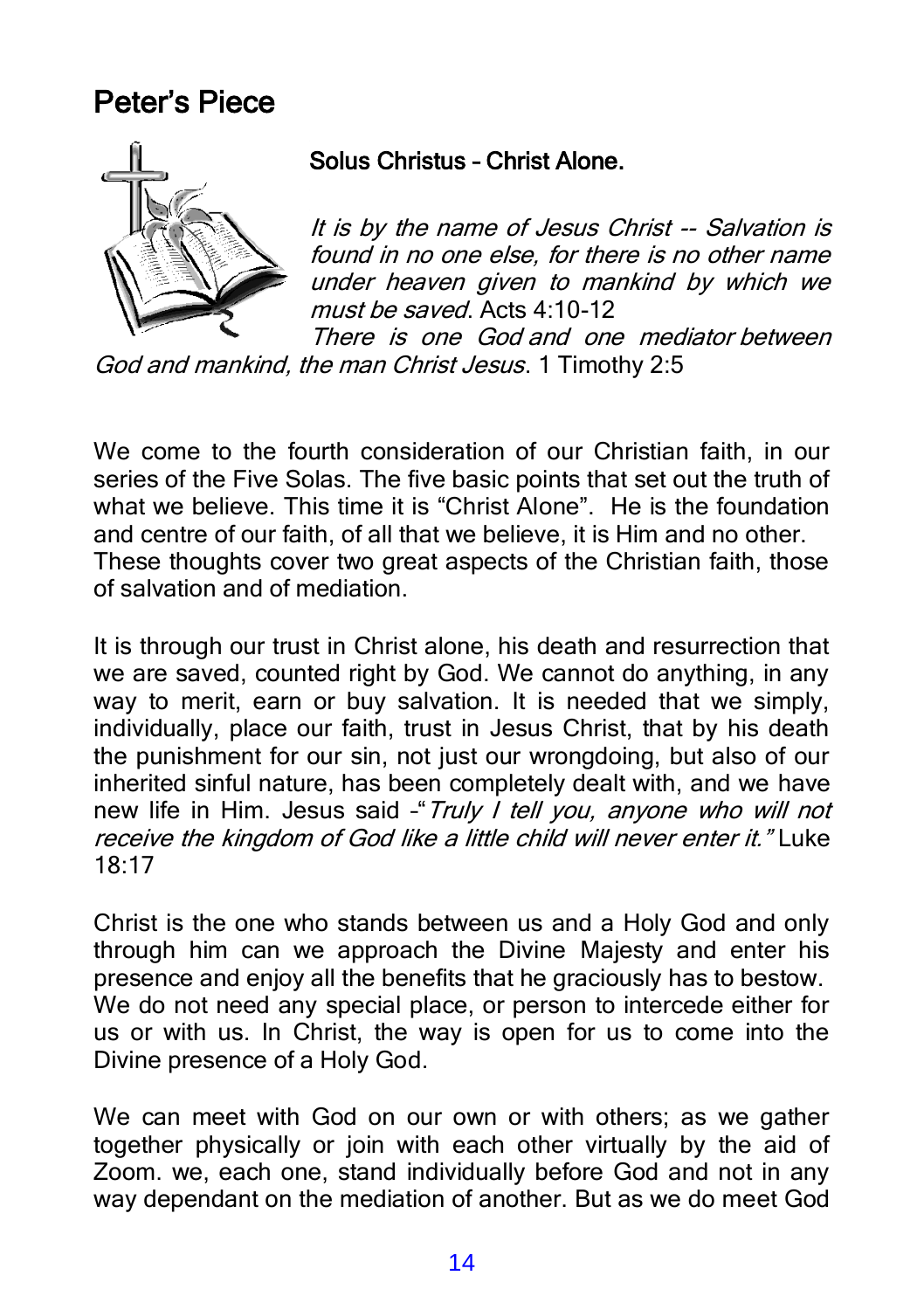## Peter's Piece

### Solus Christus – Christ Alone.

*It is by the name of Jesus Christ -- Salvation is found in no one else, for there is no other name under heaven given to mankind by which we must be saved*. Acts 4:10-12

*There is one God and one mediator between God and mankind, the man Christ Jesus*. 1 Timothy 2:5

We come to the fourth consideration of our Christian faith, in our series of the Five Solas. The five basic points that set out the truth of what we believe. This time it is "Christ Alone". He is the foundation and centre of our faith, of all that we believe, it is Him and no other. These thoughts cover two great aspects of the Christian faith, those of salvation and of mediation.

It is through our trust in Christ alone, his death and resurrection that we are saved, counted right by God. We cannot do anything, in any way to merit, earn or buy salvation. It is needed that we simply, individually, place our faith, trust in Jesus Christ, that by his death the punishment for our sin, not just our wrongdoing, but also of our inherited sinful nature, has been completely dealt with, and we have new life in Him. Jesus said –"*Truly I tell you, anyone who will not receive the kingdom of God like a little child will never enter it."* Luke 18:17

Christ is the one who stands between us and a Holy God and only through him can we approach the Divine Majesty and enter his presence and enjoy all the benefits that he graciously has to bestow. We do not need any special place, or person to intercede either for us or with us. In Christ, the way is open for us to come into the Divine presence of a Holy God.

We can meet with God on our own or with others; as we gather together physically or join with each other virtually by the aid of Zoom. we, each one, stand individually before God and not in any way dependant on the mediation of another. But as we do meet God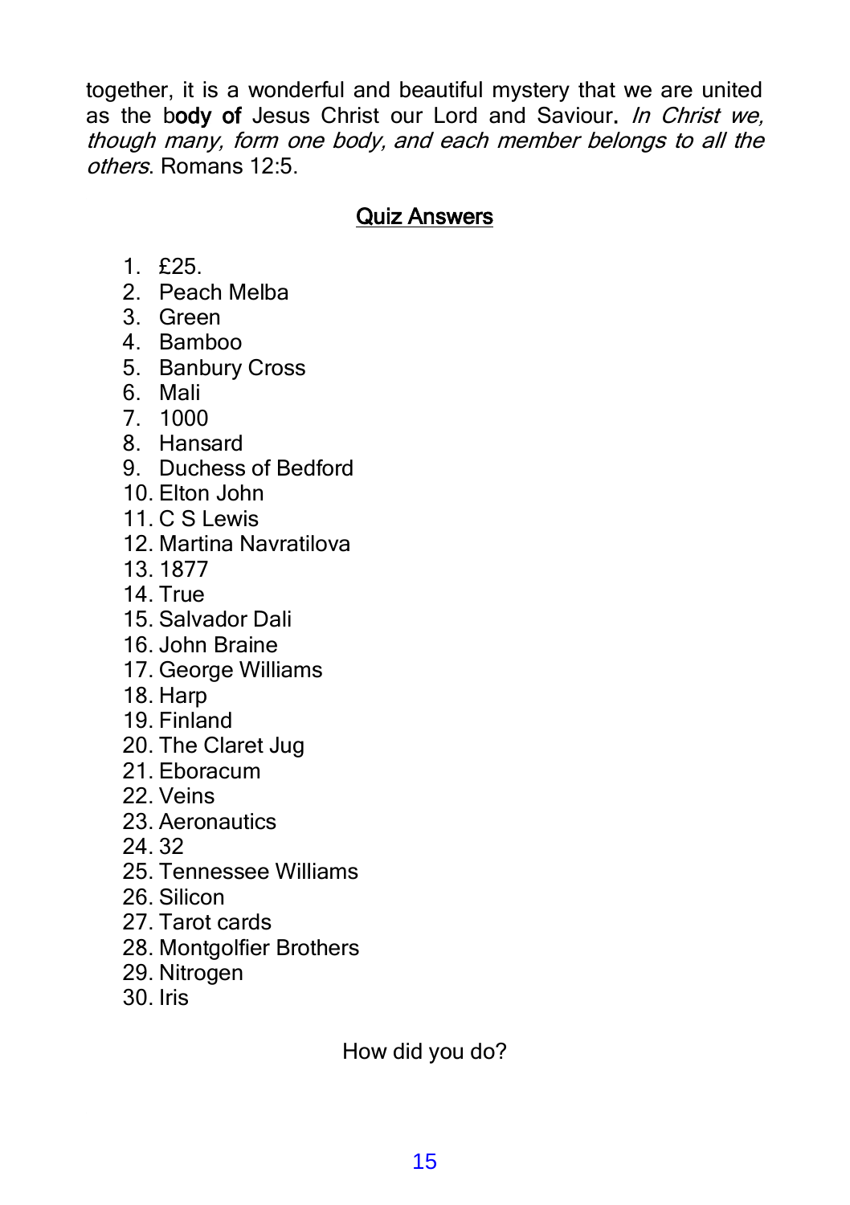together, it is a wonderful and beautiful mystery that we are united as the b**ody of** Jesus Christ our Lord and Saviour**.** *In Christ we, though many, form one body, and each member belongs to all the others*. Romans 12:5.

## Quiz Answers

1. £25.
2. Peach Melba
3. Green
4. Bamboo
5. Banbury Cross
6. Mali
7. 1000
8. Hansard
9. Duchess of Bedford
10. Elton John
11. C S Lewis
12. Martina Navratilova
13. 1877
14. True
15. Salvador Dali
16. John Braine
17. George Williams
18. Harp
19. Finland
20. The Claret Jug
21. Eboracum
22. Veins
23. Aeronautics
24. 32
25. Tennessee Williams
26. Silicon
27. Tarot cards
28. Montgolfier Brothers
29. Nitrogen
30. Iris

How did you do?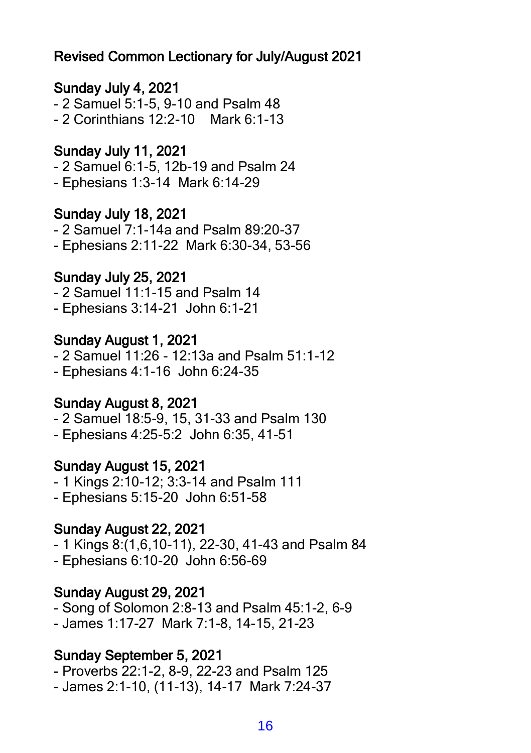## Revised Common Lectionary for July/August 2021

### Sunday July 4, 2021

- 2 Samuel 5:1-5, 9-10 and Psalm 48
- 2 Corinthians 12:2-10   Mark 6:1-13

### Sunday July 11, 2021

- 2 Samuel 6:1-5, 12b-19 and Psalm 24
- Ephesians 1:3-14  Mark 6:14-29

### Sunday July 18, 2021

- 2 Samuel 7:1-14a and Psalm 89:20-37
- Ephesians 2:11-22  Mark 6:30-34, 53-56

### Sunday July 25, 2021

- 2 Samuel 11:1-15 and Psalm 14
- Ephesians 3:14-21  John 6:1-21

### Sunday August 1, 2021

- 2 Samuel 11:26 - 12:13a and Psalm 51:1-12
- Ephesians 4:1-16  John 6:24-35

### Sunday August 8, 2021

- 2 Samuel 18:5-9, 15, 31-33 and Psalm 130
- Ephesians 4:25-5:2  John 6:35, 41-51

### Sunday August 15, 2021

- 1 Kings 2:10-12; 3:3-14 and Psalm 111
- Ephesians 5:15-20  John 6:51-58

### Sunday August 22, 2021

- 1 Kings 8:(1,6,10-11), 22-30, 41-43 and Psalm 84
- Ephesians 6:10-20  John 6:56-69

### Sunday August 29, 2021

- Song of Solomon 2:8-13 and Psalm 45:1-2, 6-9
- James 1:17-27  Mark 7:1-8, 14-15, 21-23

### Sunday September 5, 2021

- Proverbs 22:1-2, 8-9, 22-23 and Psalm 125
- James 2:1-10, (11-13), 14-17  Mark 7:24-37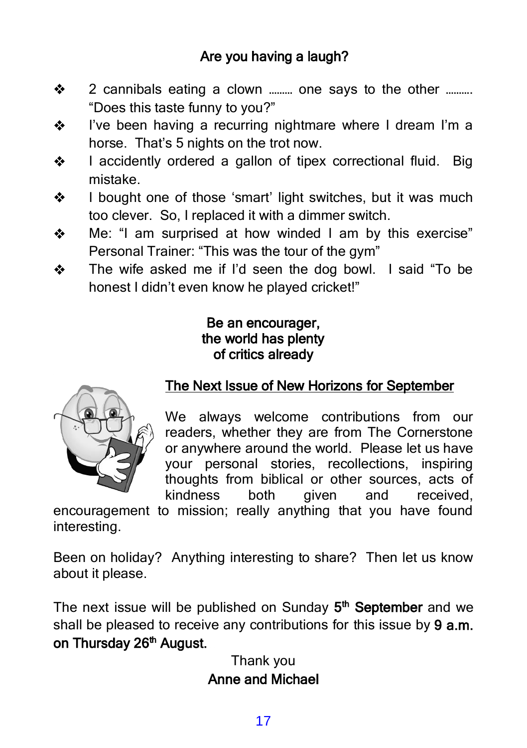## Are you having a laugh?

- 2 cannibals eating a clown ……… one says to the other ………. "Does this taste funny to you?"
- I've been having a recurring nightmare where I dream I'm a horse. That's 5 nights on the trot now.
- I accidently ordered a gallon of tipex correctional fluid. Big mistake.
- I bought one of those 'smart' light switches, but it was much too clever. So, I replaced it with a dimmer switch.
- Me: "I am surprised at how winded I am by this exercise" Personal Trainer: "This was the tour of the gym"
- The wife asked me if I'd seen the dog bowl. I said "To be honest I didn't even know he played cricket!"

**Be an encourager, the world has plenty of critics already**

## The Next Issue of New Horizons for September

We always welcome contributions from our readers, whether they are from The Cornerstone or anywhere around the world. Please let us have your personal stories, recollections, inspiring thoughts from biblical or other sources, acts of kindness both given and received, encouragement to mission; really anything that you have found interesting.

Been on holiday? Anything interesting to share? Then let us know about it please.

The next issue will be published on Sunday **5th September** and we shall be pleased to receive any contributions for this issue by **9 a.m. on Thursday 26th August.**

Thank you

**Anne and Michael**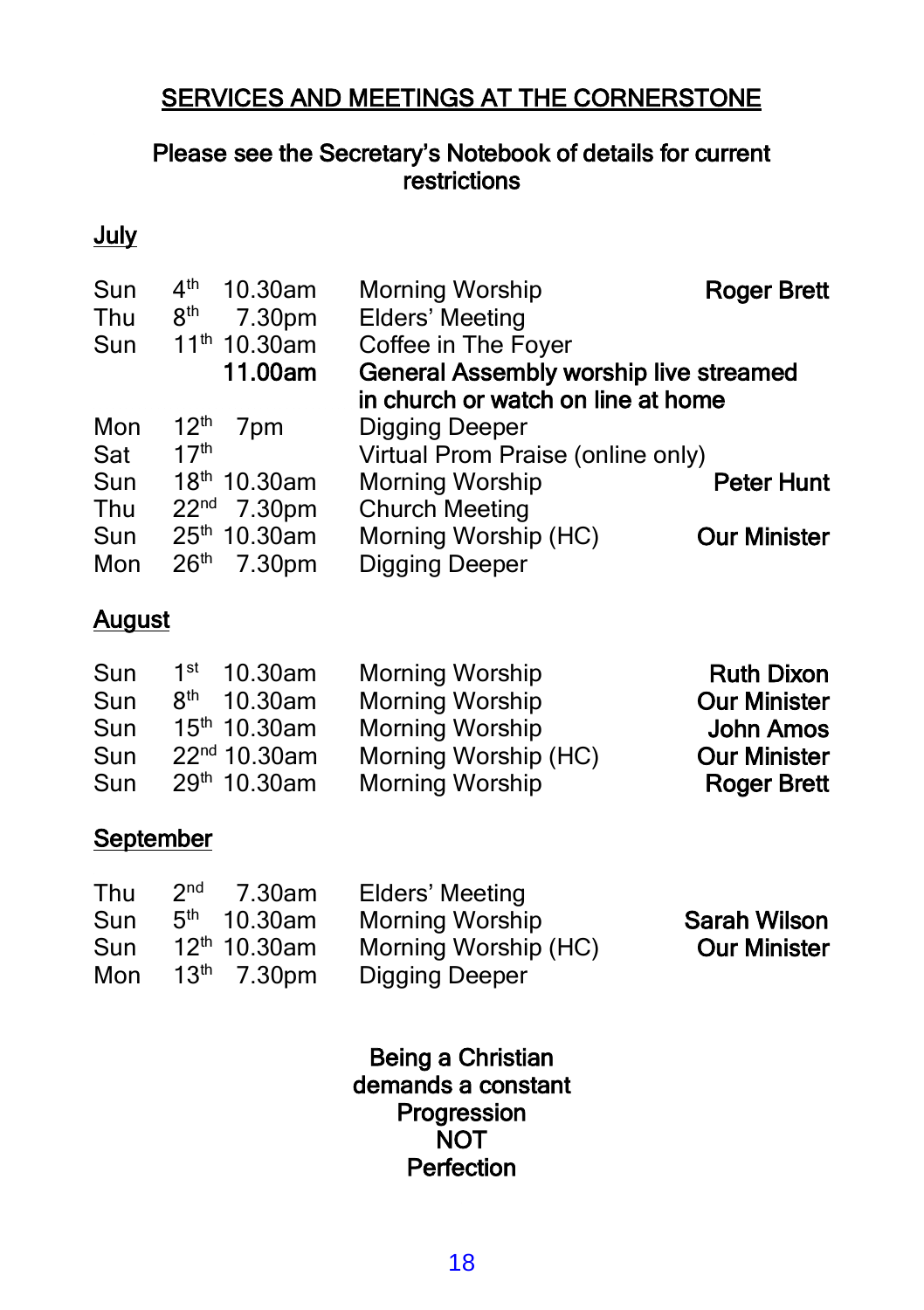## SERVICES AND MEETINGS AT THE CORNERSTONE

**Please see the Secretary's Notebook of details for current restrictions**

### July

| | | | | |
|---|---|---|---|---|
| Sun | 4th | 10.30am | Morning Worship | **Roger Brett** |
| Thu | 8th | 7.30pm | Elders' Meeting | |
| Sun | 11th | 10.30am | Coffee in The Foyer | |
| | | **11.00am** | **General Assembly worship live streamed in church or watch on line at home** | |
| Mon | 12th | 7pm | Digging Deeper | |
| Sat | 17th | | Virtual Prom Praise (online only) | |
| Sun | 18th | 10.30am | Morning Worship | **Peter Hunt** |
| Thu | 22nd | 7.30pm | Church Meeting | |
| Sun | 25th | 10.30am | Morning Worship (HC) | **Our Minister** |
| Mon | 26th | 7.30pm | Digging Deeper | |

### August

| | | | | |
|---|---|---|---|---|
| Sun | 1st | 10.30am | Morning Worship | **Ruth Dixon** |
| Sun | 8th | 10.30am | Morning Worship | **Our Minister** |
| Sun | 15th | 10.30am | Morning Worship | **John Amos** |
| Sun | 22nd | 10.30am | Morning Worship (HC) | **Our Minister** |
| Sun | 29th | 10.30am | Morning Worship | **Roger Brett** |

### September

| | | | | |
|---|---|---|---|---|
| Thu | 2nd | 7.30am | Elders' Meeting | |
| Sun | 5th | 10.30am | Morning Worship | **Sarah Wilson** |
| Sun | 12th | 10.30am | Morning Worship (HC) | **Our Minister** |
| Mon | 13th | 7.30pm | Digging Deeper | |

**Being a Christian demands a constant Progression NOT Perfection**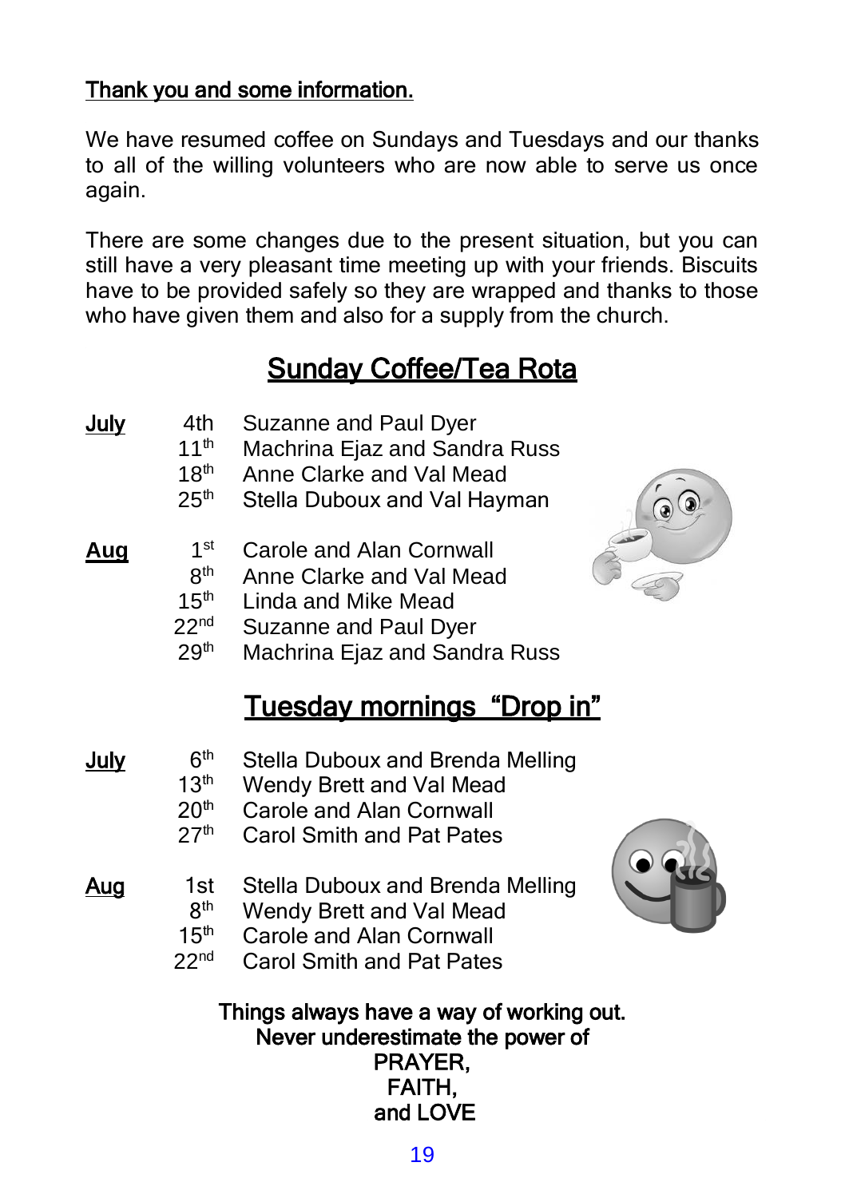## Thank you and some information.

We have resumed coffee on Sundays and Tuesdays and our thanks to all of the willing volunteers who are now able to serve us once again.

There are some changes due to the present situation, but you can still have a very pleasant time meeting up with your friends. Biscuits have to be provided safely so they are wrapped and thanks to those who have given them and also for a supply from the church.

## Sunday Coffee/Tea Rota

| Month | Date | Volunteers |
|---|---|---|
| **July** | 4th | Suzanne and Paul Dyer |
| | 11th | Machrina Ejaz and Sandra Russ |
| | 18th | Anne Clarke and Val Mead |
| | 25th | Stella Duboux and Val Hayman |
| **Aug** | 1st | Carole and Alan Cornwall |
| | 8th | Anne Clarke and Val Mead |
| | 15th | Linda and Mike Mead |
| | 22nd | Suzanne and Paul Dyer |
| | 29th | Machrina Ejaz and Sandra Russ |

## Tuesday mornings "Drop in"

| Month | Date | Volunteers |
|---|---|---|
| **July** | 6th | Stella Duboux and Brenda Melling |
| | 13th | Wendy Brett and Val Mead |
| | 20th | Carole and Alan Cornwall |
| | 27th | Carol Smith and Pat Pates |
| **Aug** | 1st | Stella Duboux and Brenda Melling |
| | 8th | Wendy Brett and Val Mead |
| | 15th | Carole and Alan Cornwall |
| | 22nd | Carol Smith and Pat Pates |

Things always have a way of working out.
Never underestimate the power of
PRAYER,
FAITH,
and LOVE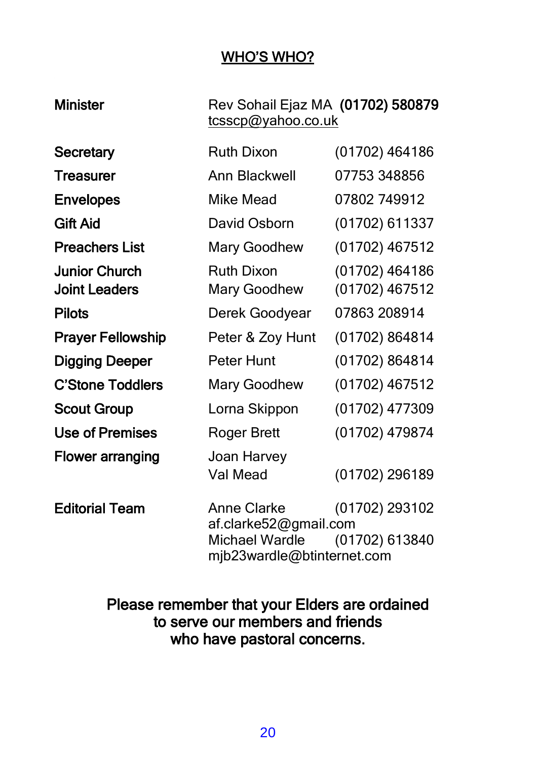## WHO'S WHO?

| | | |
|---|---|---|
| **Minister** | Rev Sohail Ejaz MA **(01702) 580879** tcsscp@yahoo.co.uk | |
| **Secretary** | Ruth Dixon | (01702) 464186 |
| **Treasurer** | Ann Blackwell | 07753 348856 |
| **Envelopes** | Mike Mead | 07802 749912 |
| **Gift Aid** | David Osborn | (01702) 611337 |
| **Preachers List** | Mary Goodhew | (01702) 467512 |
| **Junior Church Joint Leaders** | Ruth Dixon<br>Mary Goodhew | (01702) 464186<br>(01702) 467512 |
| **Pilots** | Derek Goodyear | 07863 208914 |
| **Prayer Fellowship** | Peter & Zoy Hunt | (01702) 864814 |
| **Digging Deeper** | Peter Hunt | (01702) 864814 |
| **C'Stone Toddlers** | Mary Goodhew | (01702) 467512 |
| **Scout Group** | Lorna Skippon | (01702) 477309 |
| **Use of Premises** | Roger Brett | (01702) 479874 |
| **Flower arranging** | Joan Harvey<br>Val Mead | <br>(01702) 296189 |
| **Editorial Team** | Anne Clarke<br>af.clarke52@gmail.com<br>Michael Wardle<br>mjb23wardle@btinternet.com | (01702) 293102<br><br>(01702) 613840 |

**Please remember that your Elders are ordained to serve our members and friends who have pastoral concerns.**